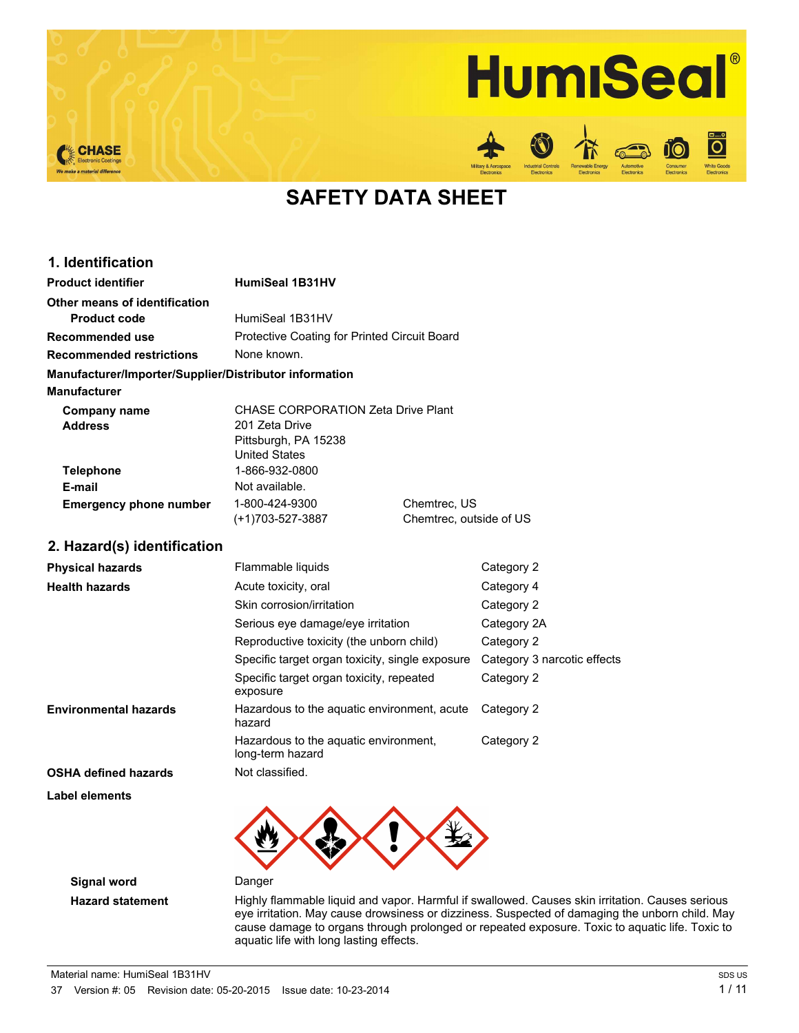# SAFETY DATA SHEET

## 1. Identification

| | |
|---|---|
| **Product identifier** | **HumiSeal 1B31HV** |
| **Other means of identification** | |
| **Product code** | HumiSeal 1B31HV |
| **Recommended use** | Protective Coating for Printed Circuit Board |
| **Recommended restrictions** | None known. |

**Manufacturer/Importer/Supplier/Distributor information**

**Manufacturer**

| | | |
|---|---|---|
| **Company name** | CHASE CORPORATION Zeta Drive Plant | |
| **Address** | 201 Zeta Drive<br>Pittsburgh, PA 15238<br>United States | |
| **Telephone** | 1-866-932-0800 | |
| **E-mail** | Not available. | |
| **Emergency phone number** | 1-800-424-9300 | Chemtrec, US |
| | (+1)703-527-3887 | Chemtrec, outside of US |

## 2. Hazard(s) identification

| | | |
|---|---|---|
| **Physical hazards** | Flammable liquids | Category 2 |
| **Health hazards** | Acute toxicity, oral | Category 4 |
| | Skin corrosion/irritation | Category 2 |
| | Serious eye damage/eye irritation | Category 2A |
| | Reproductive toxicity (the unborn child) | Category 2 |
| | Specific target organ toxicity, single exposure | Category 3 narcotic effects |
| | Specific target organ toxicity, repeated exposure | Category 2 |
| **Environmental hazards** | Hazardous to the aquatic environment, acute hazard | Category 2 |
| | Hazardous to the aquatic environment, long-term hazard | Category 2 |
| **OSHA defined hazards** | Not classified. | |

**Label elements**

**Signal word** Danger

**Hazard statement** Highly flammable liquid and vapor. Harmful if swallowed. Causes skin irritation. Causes serious eye irritation. May cause drowsiness or dizziness. Suspected of damaging the unborn child. May cause damage to organs through prolonged or repeated exposure. Toxic to aquatic life. Toxic to aquatic life with long lasting effects.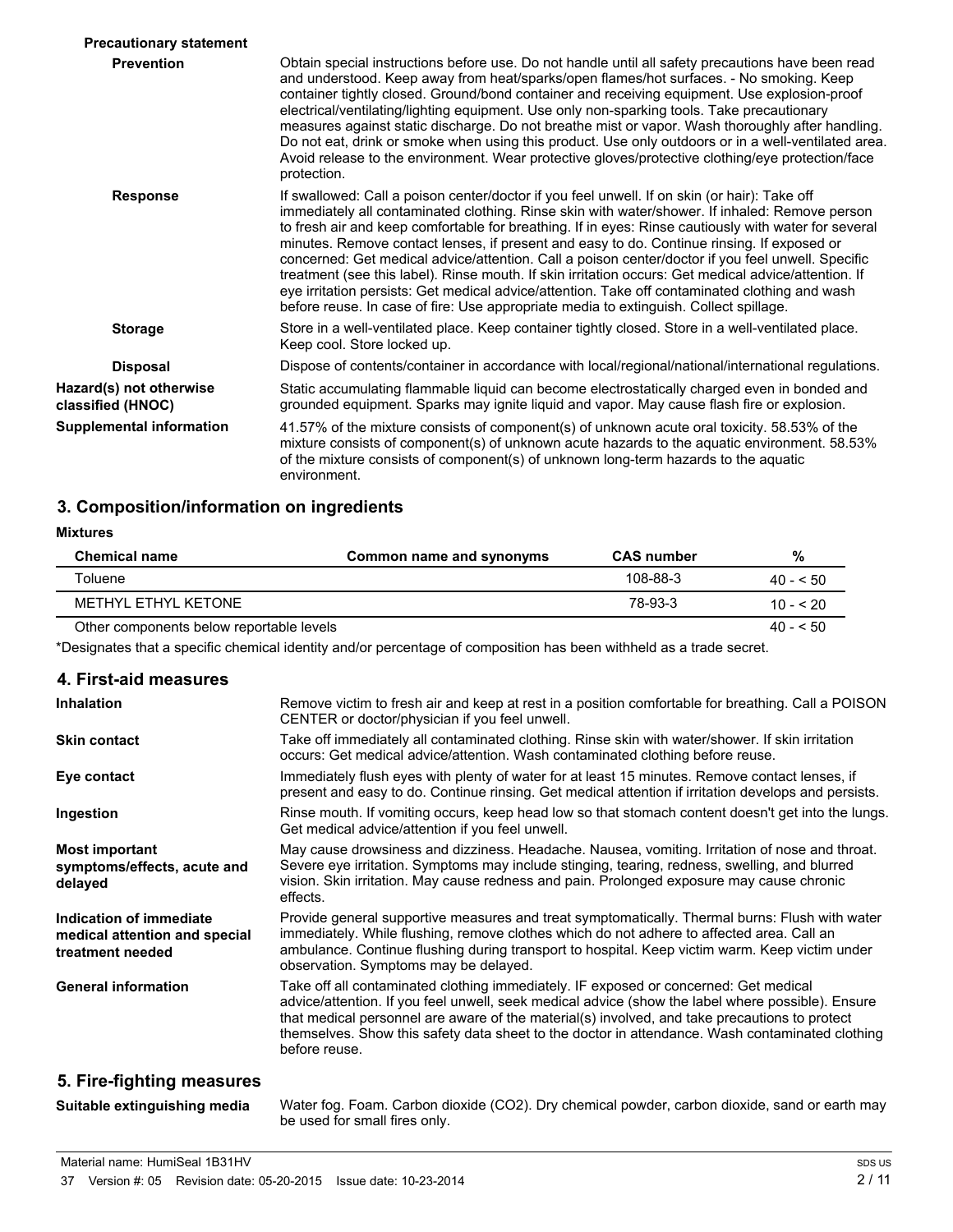**Precautionary statement**

**Prevention**

Obtain special instructions before use. Do not handle until all safety precautions have been read and understood. Keep away from heat/sparks/open flames/hot surfaces. - No smoking. Keep container tightly closed. Ground/bond container and receiving equipment. Use explosion-proof electrical/ventilating/lighting equipment. Use only non-sparking tools. Take precautionary measures against static discharge. Do not breathe mist or vapor. Wash thoroughly after handling. Do not eat, drink or smoke when using this product. Use only outdoors or in a well-ventilated area. Avoid release to the environment. Wear protective gloves/protective clothing/eye protection/face protection.

**Response**

If swallowed: Call a poison center/doctor if you feel unwell. If on skin (or hair): Take off immediately all contaminated clothing. Rinse skin with water/shower. If inhaled: Remove person to fresh air and keep comfortable for breathing. If in eyes: Rinse cautiously with water for several minutes. Remove contact lenses, if present and easy to do. Continue rinsing. If exposed or concerned: Get medical advice/attention. Call a poison center/doctor if you feel unwell. Specific treatment (see this label). Rinse mouth. If skin irritation occurs: Get medical advice/attention. If eye irritation persists: Get medical advice/attention. Take off contaminated clothing and wash before reuse. In case of fire: Use appropriate media to extinguish. Collect spillage.

**Storage**

Store in a well-ventilated place. Keep container tightly closed. Store in a well-ventilated place. Keep cool. Store locked up.

**Disposal**

Dispose of contents/container in accordance with local/regional/national/international regulations.

**Hazard(s) not otherwise classified (HNOC)**

Static accumulating flammable liquid can become electrostatically charged even in bonded and grounded equipment. Sparks may ignite liquid and vapor. May cause flash fire or explosion.

**Supplemental information**

41.57% of the mixture consists of component(s) of unknown acute oral toxicity. 58.53% of the mixture consists of component(s) of unknown acute hazards to the aquatic environment. 58.53% of the mixture consists of component(s) of unknown long-term hazards to the aquatic environment.

## 3. Composition/information on ingredients

**Mixtures**

| Chemical name | Common name and synonyms | CAS number | % |
|---|---|---|---|
| Toluene | | 108-88-3 | 40 - < 50 |
| METHYL ETHYL KETONE | | 78-93-3 | 10 - < 20 |
| Other components below reportable levels | | | 40 - < 50 |

*Designates that a specific chemical identity and/or percentage of composition has been withheld as a trade secret.

## 4. First-aid measures

**Inhalation**

Remove victim to fresh air and keep at rest in a position comfortable for breathing. Call a POISON CENTER or doctor/physician if you feel unwell.

**Skin contact**

Take off immediately all contaminated clothing. Rinse skin with water/shower. If skin irritation occurs: Get medical advice/attention. Wash contaminated clothing before reuse.

**Eye contact**

Immediately flush eyes with plenty of water for at least 15 minutes. Remove contact lenses, if present and easy to do. Continue rinsing. Get medical attention if irritation develops and persists.

**Ingestion**

Rinse mouth. If vomiting occurs, keep head low so that stomach content doesn't get into the lungs. Get medical advice/attention if you feel unwell.

**Most important symptoms/effects, acute and delayed**

May cause drowsiness and dizziness. Headache. Nausea, vomiting. Irritation of nose and throat. Severe eye irritation. Symptoms may include stinging, tearing, redness, swelling, and blurred vision. Skin irritation. May cause redness and pain. Prolonged exposure may cause chronic effects.

**Indication of immediate medical attention and special treatment needed**

Provide general supportive measures and treat symptomatically. Thermal burns: Flush with water immediately. While flushing, remove clothes which do not adhere to affected area. Call an ambulance. Continue flushing during transport to hospital. Keep victim warm. Keep victim under observation. Symptoms may be delayed.

**General information**

Take off all contaminated clothing immediately. IF exposed or concerned: Get medical advice/attention. If you feel unwell, seek medical advice (show the label where possible). Ensure that medical personnel are aware of the material(s) involved, and take precautions to protect themselves. Show this safety data sheet to the doctor in attendance. Wash contaminated clothing before reuse.

## 5. Fire-fighting measures

**Suitable extinguishing media**

Water fog. Foam. Carbon dioxide ($CO_2$). Dry chemical powder, carbon dioxide, sand or earth may be used for small fires only.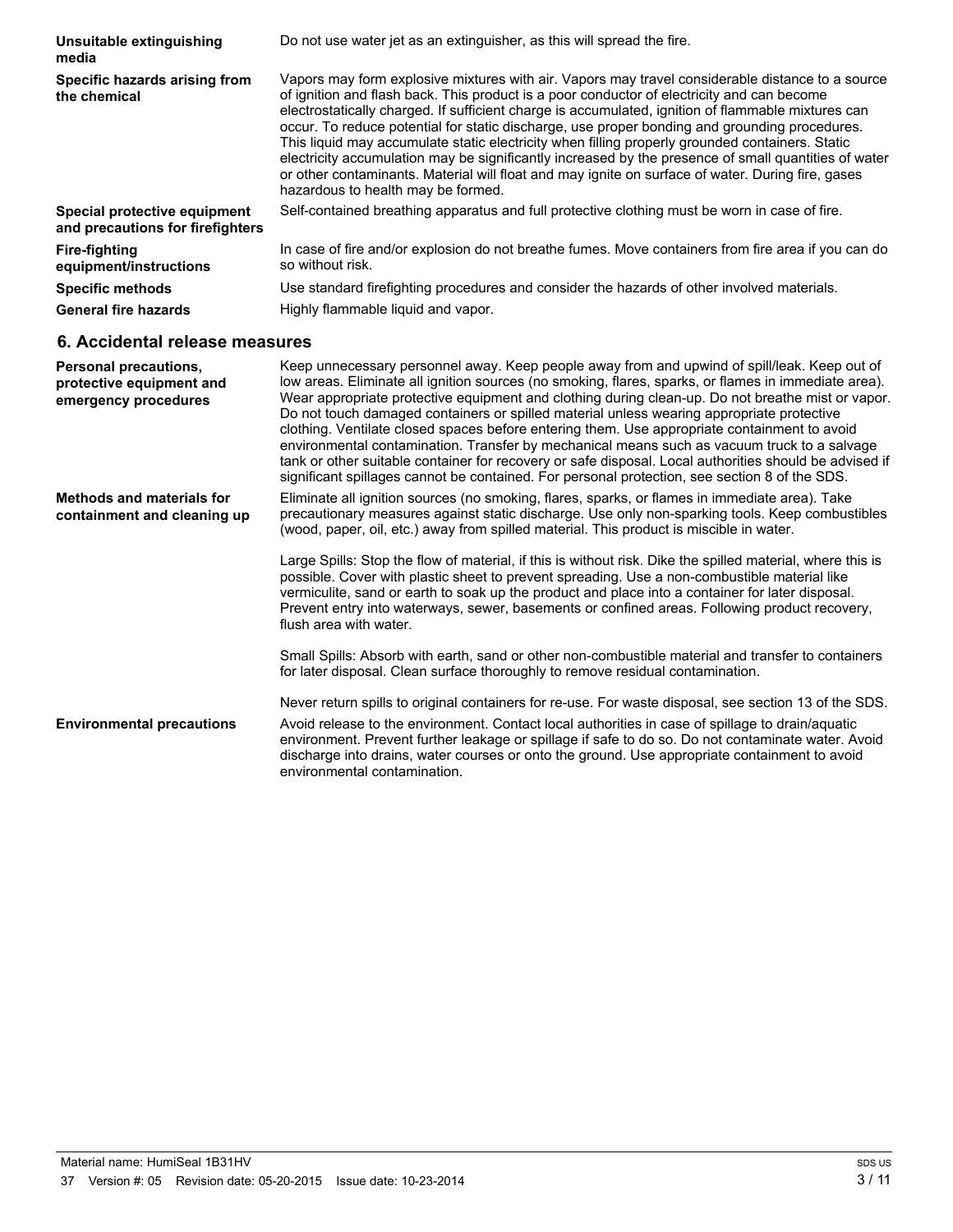| | |
|---|---|
| **Unsuitable extinguishing media** | Do not use water jet as an extinguisher, as this will spread the fire. |
| **Specific hazards arising from the chemical** | Vapors may form explosive mixtures with air. Vapors may travel considerable distance to a source of ignition and flash back. This product is a poor conductor of electricity and can become electrostatically charged. If sufficient charge is accumulated, ignition of flammable mixtures can occur. To reduce potential for static discharge, use proper bonding and grounding procedures. This liquid may accumulate static electricity when filling properly grounded containers. Static electricity accumulation may be significantly increased by the presence of small quantities of water or other contaminants. Material will float and may ignite on surface of water. During fire, gases hazardous to health may be formed. |
| **Special protective equipment and precautions for firefighters** | Self-contained breathing apparatus and full protective clothing must be worn in case of fire. |
| **Fire-fighting equipment/instructions** | In case of fire and/or explosion do not breathe fumes. Move containers from fire area if you can do so without risk. |
| **Specific methods** | Use standard firefighting procedures and consider the hazards of other involved materials. |
| **General fire hazards** | Highly flammable liquid and vapor. |

## 6. Accidental release measures

| | |
|---|---|
| **Personal precautions, protective equipment and emergency procedures** | Keep unnecessary personnel away. Keep people away from and upwind of spill/leak. Keep out of low areas. Eliminate all ignition sources (no smoking, flares, sparks, or flames in immediate area). Wear appropriate protective equipment and clothing during clean-up. Do not breathe mist or vapor. Do not touch damaged containers or spilled material unless wearing appropriate protective clothing. Ventilate closed spaces before entering them. Use appropriate containment to avoid environmental contamination. Transfer by mechanical means such as vacuum truck to a salvage tank or other suitable container for recovery or safe disposal. Local authorities should be advised if significant spillages cannot be contained. For personal protection, see section 8 of the SDS. |
| **Methods and materials for containment and cleaning up** | Eliminate all ignition sources (no smoking, flares, sparks, or flames in immediate area). Take precautionary measures against static discharge. Use only non-sparking tools. Keep combustibles (wood, paper, oil, etc.) away from spilled material. This product is miscible in water.<br><br>Large Spills: Stop the flow of material, if this is without risk. Dike the spilled material, where this is possible. Cover with plastic sheet to prevent spreading. Use a non-combustible material like vermiculite, sand or earth to soak up the product and place into a container for later disposal. Prevent entry into waterways, sewer, basements or confined areas. Following product recovery, flush area with water.<br><br>Small Spills: Absorb with earth, sand or other non-combustible material and transfer to containers for later disposal. Clean surface thoroughly to remove residual contamination.<br><br>Never return spills to original containers for re-use. For waste disposal, see section 13 of the SDS. |
| **Environmental precautions** | Avoid release to the environment. Contact local authorities in case of spillage to drain/aquatic environment. Prevent further leakage or spillage if safe to do so. Do not contaminate water. Avoid discharge into drains, water courses or onto the ground. Use appropriate containment to avoid environmental contamination. |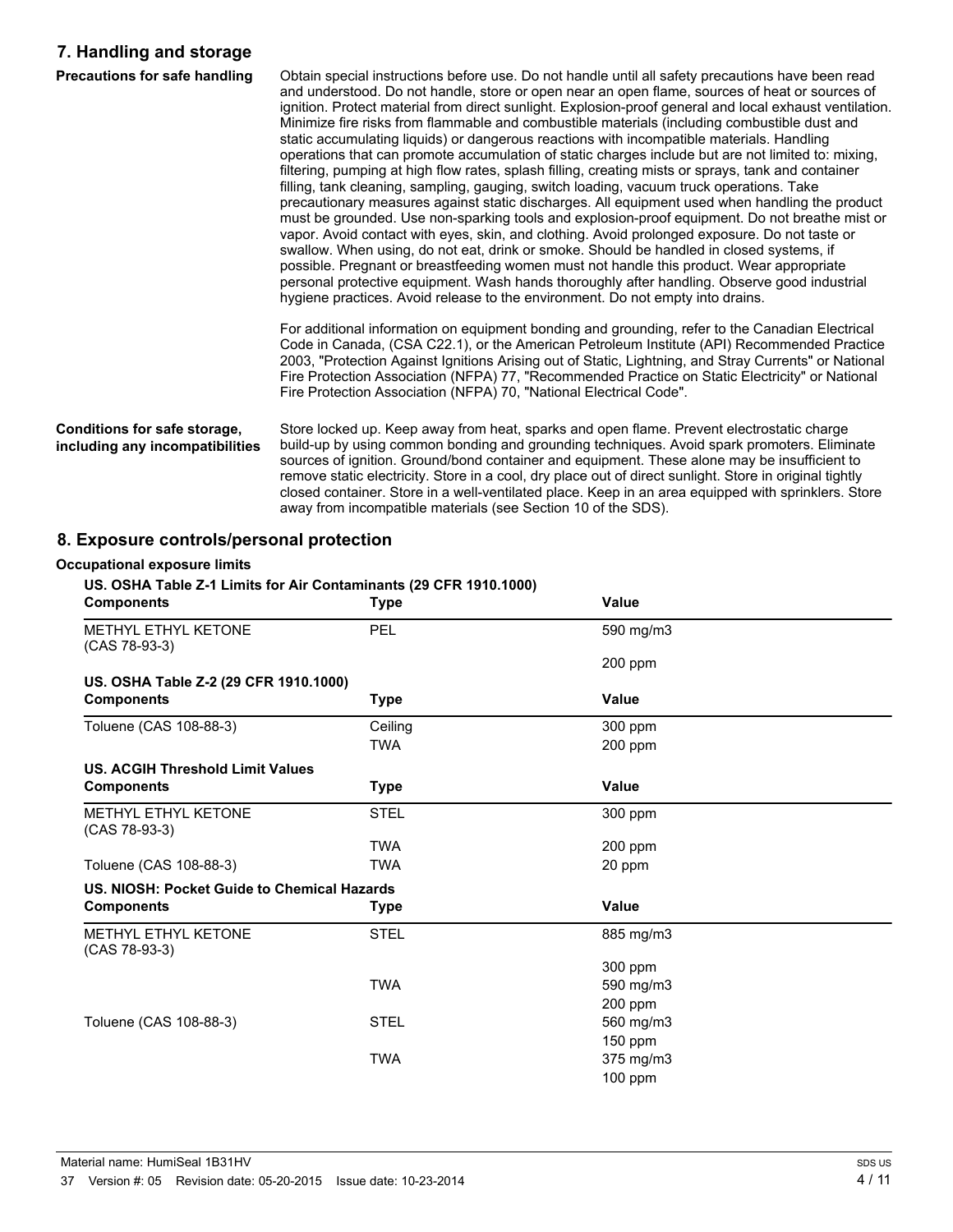## 7. Handling and storage

**Precautions for safe handling**

Obtain special instructions before use. Do not handle until all safety precautions have been read and understood. Do not handle, store or open near an open flame, sources of heat or sources of ignition. Protect material from direct sunlight. Explosion-proof general and local exhaust ventilation. Minimize fire risks from flammable and combustible materials (including combustible dust and static accumulating liquids) or dangerous reactions with incompatible materials. Handling operations that can promote accumulation of static charges include but are not limited to: mixing, filtering, pumping at high flow rates, splash filling, creating mists or sprays, tank and container filling, tank cleaning, sampling, gauging, switch loading, vacuum truck operations. Take precautionary measures against static discharges. All equipment used when handling the product must be grounded. Use non-sparking tools and explosion-proof equipment. Do not breathe mist or vapor. Avoid contact with eyes, skin, and clothing. Avoid prolonged exposure. Do not taste or swallow. When using, do not eat, drink or smoke. Should be handled in closed systems, if possible. Pregnant or breastfeeding women must not handle this product. Wear appropriate personal protective equipment. Wash hands thoroughly after handling. Observe good industrial hygiene practices. Avoid release to the environment. Do not empty into drains.

For additional information on equipment bonding and grounding, refer to the Canadian Electrical Code in Canada, (CSA C22.1), or the American Petroleum Institute (API) Recommended Practice 2003, "Protection Against Ignitions Arising out of Static, Lightning, and Stray Currents" or National Fire Protection Association (NFPA) 77, "Recommended Practice on Static Electricity" or National Fire Protection Association (NFPA) 70, "National Electrical Code".

**Conditions for safe storage, including any incompatibilities**

Store locked up. Keep away from heat, sparks and open flame. Prevent electrostatic charge build-up by using common bonding and grounding techniques. Avoid spark promoters. Eliminate sources of ignition. Ground/bond container and equipment. These alone may be insufficient to remove static electricity. Store in a cool, dry place out of direct sunlight. Store in original tightly closed container. Store in a well-ventilated place. Keep in an area equipped with sprinklers. Store away from incompatible materials (see Section 10 of the SDS).

## 8. Exposure controls/personal protection

**Occupational exposure limits**

**US. OSHA Table Z-1 Limits for Air Contaminants (29 CFR 1910.1000)**

| Components | Type | Value |
|---|---|---|
| METHYL ETHYL KETONE (CAS 78-93-3) | PEL | 590 mg/m3 |
| | | 200 ppm |

**US. OSHA Table Z-2 (29 CFR 1910.1000)**

| Components | Type | Value |
|---|---|---|
| Toluene (CAS 108-88-3) | Ceiling | 300 ppm |
| | TWA | 200 ppm |

**US. ACGIH Threshold Limit Values**

| Components | Type | Value |
|---|---|---|
| METHYL ETHYL KETONE (CAS 78-93-3) | STEL | 300 ppm |
| | TWA | 200 ppm |
| Toluene (CAS 108-88-3) | TWA | 20 ppm |

**US. NIOSH: Pocket Guide to Chemical Hazards**

| Components | Type | Value |
|---|---|---|
| METHYL ETHYL KETONE (CAS 78-93-3) | STEL | 885 mg/m3 |
| | | 300 ppm |
| | TWA | 590 mg/m3 |
| | | 200 ppm |
| Toluene (CAS 108-88-3) | STEL | 560 mg/m3 |
| | | 150 ppm |
| | TWA | 375 mg/m3 |
| | | 100 ppm |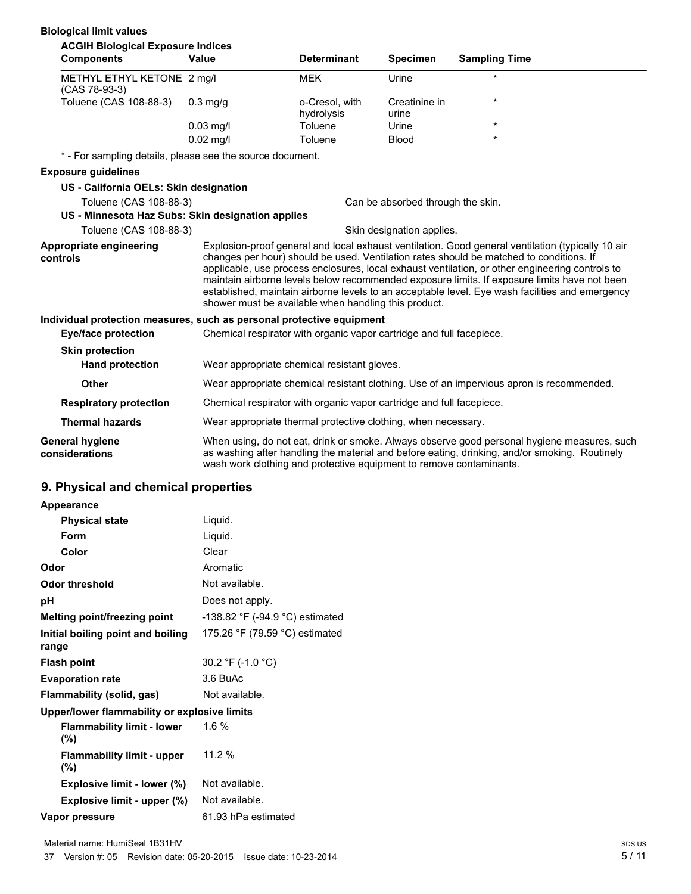**Biological limit values**

**ACGIH Biological Exposure Indices**

| Components | Value | Determinant | Specimen | Sampling Time |
|---|---|---|---|---|
| METHYL ETHYL KETONE (CAS 78-93-3) | 2 mg/l | MEK | Urine | * |
| Toluene (CAS 108-88-3) | 0.3 mg/g | o-Cresol, with hydrolysis | Creatinine in urine | * |
| | 0.03 mg/l | Toluene | Urine | * |
| | 0.02 mg/l | Toluene | Blood | * |

* - For sampling details, please see the source document.

**Exposure guidelines**

**US - California OELs: Skin designation**

Toluene (CAS 108-88-3) — Can be absorbed through the skin.

**US - Minnesota Haz Subs: Skin designation applies**

Toluene (CAS 108-88-3) — Skin designation applies.

**Appropriate engineering controls**

Explosion-proof general and local exhaust ventilation. Good general ventilation (typically 10 air changes per hour) should be used. Ventilation rates should be matched to conditions. If applicable, use process enclosures, local exhaust ventilation, or other engineering controls to maintain airborne levels below recommended exposure limits. If exposure limits have not been established, maintain airborne levels to an acceptable level. Eye wash facilities and emergency shower must be available when handling this product.

**Individual protection measures, such as personal protective equipment**

**Eye/face protection** Chemical respirator with organic vapor cartridge and full facepiece.

**Skin protection**

**Hand protection** Wear appropriate chemical resistant gloves.

**Other** Wear appropriate chemical resistant clothing. Use of an impervious apron is recommended.

**Respiratory protection** Chemical respirator with organic vapor cartridge and full facepiece.

**Thermal hazards** Wear appropriate thermal protective clothing, when necessary.

**General hygiene considerations**

When using, do not eat, drink or smoke. Always observe good personal hygiene measures, such as washing after handling the material and before eating, drinking, and/or smoking. Routinely wash work clothing and protective equipment to remove contaminants.

## 9. Physical and chemical properties

**Appearance**

| | |
|---|---|
| **Physical state** | Liquid. |
| **Form** | Liquid. |
| **Color** | Clear |
| **Odor** | Aromatic |
| **Odor threshold** | Not available. |
| **pH** | Does not apply. |
| **Melting point/freezing point** | -138.82 °F (-94.9 °C) estimated |
| **Initial boiling point and boiling range** | 175.26 °F (79.59 °C) estimated |
| **Flash point** | 30.2 °F (-1.0 °C) |
| **Evaporation rate** | 3.6 BuAc |
| **Flammability (solid, gas)** | Not available. |
| **Upper/lower flammability or explosive limits** | |
| **Flammability limit - lower (%)** | 1.6 % |
| **Flammability limit - upper (%)** | 11.2 % |
| **Explosive limit - lower (%)** | Not available. |
| **Explosive limit - upper (%)** | Not available. |
| **Vapor pressure** | 61.93 hPa estimated |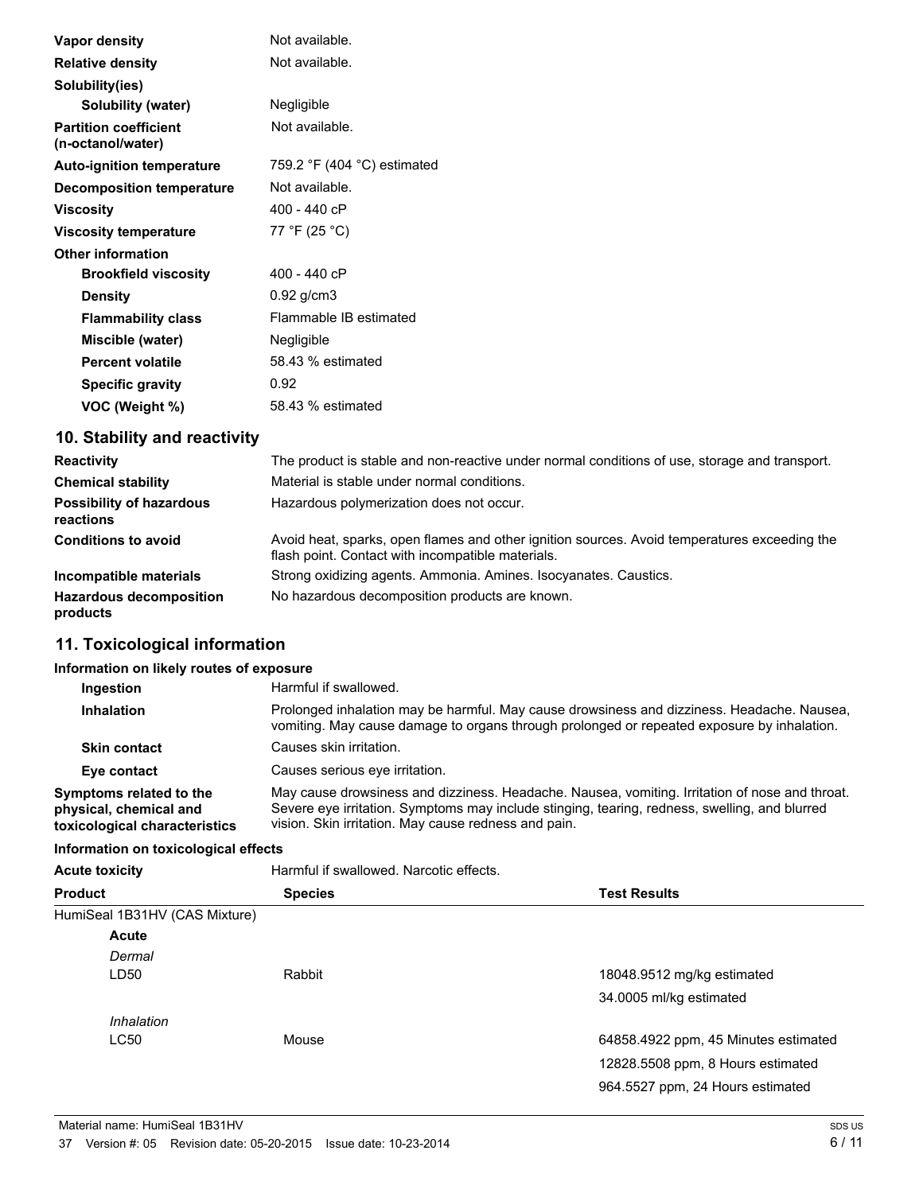| | |
|---|---|
| **Vapor density** | Not available. |
| **Relative density** | Not available. |
| **Solubility(ies)** | |
| **Solubility (water)** | Negligible |
| **Partition coefficient (n-octanol/water)** | Not available. |
| **Auto-ignition temperature** | 759.2 °F (404 °C) estimated |
| **Decomposition temperature** | Not available. |
| **Viscosity** | 400 - 440 cP |
| **Viscosity temperature** | 77 °F (25 °C) |
| **Other information** | |
| **Brookfield viscosity** | 400 - 440 cP |
| **Density** | 0.92 g/cm3 |
| **Flammability class** | Flammable IB estimated |
| **Miscible (water)** | Negligible |
| **Percent volatile** | 58.43 % estimated |
| **Specific gravity** | 0.92 |
| **VOC (Weight %)** | 58.43 % estimated |

## 10. Stability and reactivity

| | |
|---|---|
| **Reactivity** | The product is stable and non-reactive under normal conditions of use, storage and transport. |
| **Chemical stability** | Material is stable under normal conditions. |
| **Possibility of hazardous reactions** | Hazardous polymerization does not occur. |
| **Conditions to avoid** | Avoid heat, sparks, open flames and other ignition sources. Avoid temperatures exceeding the flash point. Contact with incompatible materials. |
| **Incompatible materials** | Strong oxidizing agents. Ammonia. Amines. Isocyanates. Caustics. |
| **Hazardous decomposition products** | No hazardous decomposition products are known. |

## 11. Toxicological information

**Information on likely routes of exposure**

| | |
|---|---|
| **Ingestion** | Harmful if swallowed. |
| **Inhalation** | Prolonged inhalation may be harmful. May cause drowsiness and dizziness. Headache. Nausea, vomiting. May cause damage to organs through prolonged or repeated exposure by inhalation. |
| **Skin contact** | Causes skin irritation. |
| **Eye contact** | Causes serious eye irritation. |
| **Symptoms related to the physical, chemical and toxicological characteristics** | May cause drowsiness and dizziness. Headache. Nausea, vomiting. Irritation of nose and throat. Severe eye irritation. Symptoms may include stinging, tearing, redness, swelling, and blurred vision. Skin irritation. May cause redness and pain. |

**Information on toxicological effects**

**Acute toxicity** Harmful if swallowed. Narcotic effects.

| Product | Species | Test Results |
|---|---|---|
| HumiSeal 1B31HV (CAS Mixture) | | |
| **Acute** | | |
| *Dermal* | | |
| LD50 | Rabbit | 18048.9512 mg/kg estimated |
| | | 34.0005 ml/kg estimated |
| *Inhalation* | | |
| LC50 | Mouse | 64858.4922 ppm, 45 Minutes estimated |
| | | 12828.5508 ppm, 8 Hours estimated |
| | | 964.5527 ppm, 24 Hours estimated |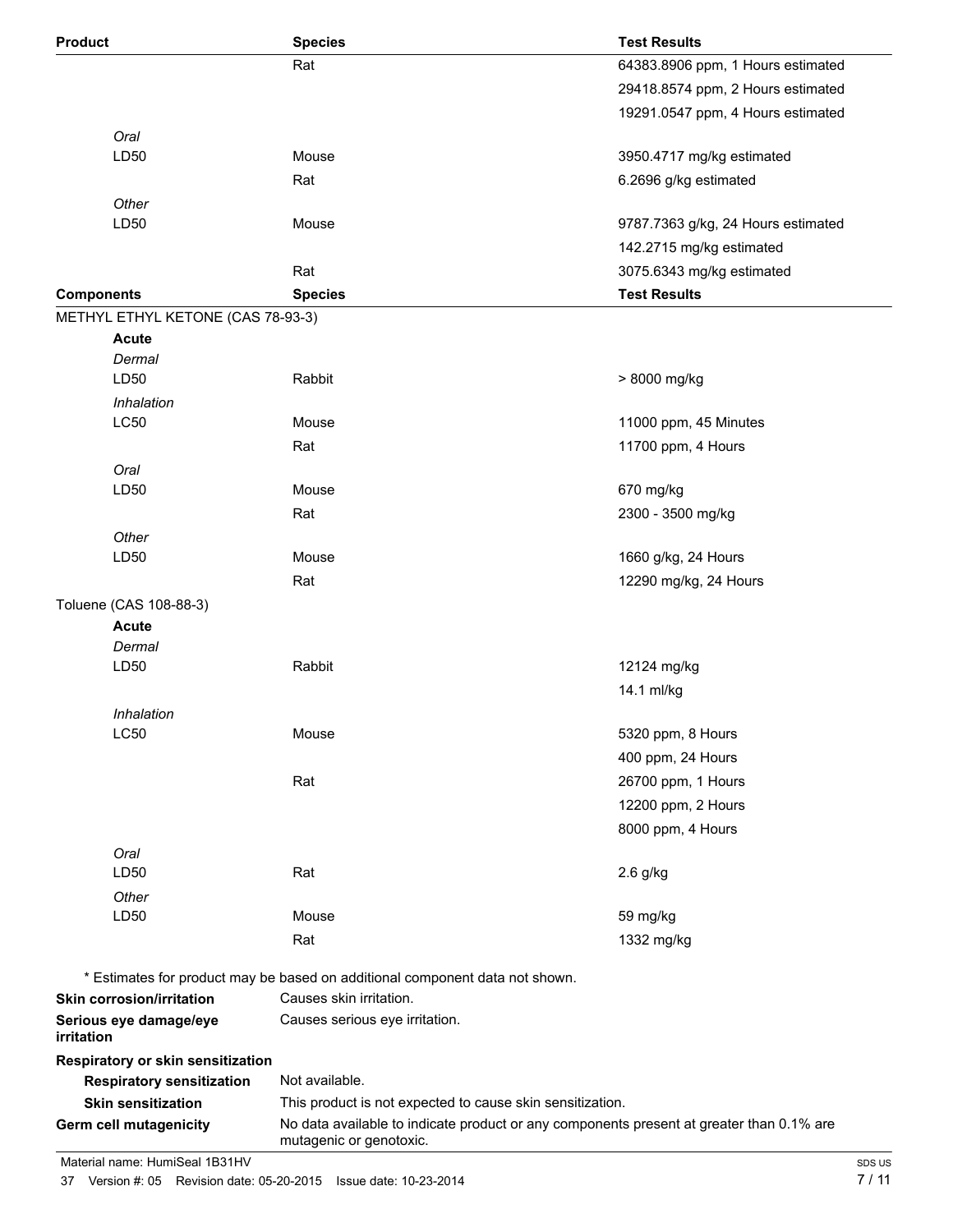| Product | Species | Test Results |
|---|---|---|
| | Rat | 64383.8906 ppm, 1 Hours estimated |
| | | 29418.8574 ppm, 2 Hours estimated |
| | | 19291.0547 ppm, 4 Hours estimated |
| *Oral* | | |
| LD50 | Mouse | 3950.4717 mg/kg estimated |
| | Rat | 6.2696 g/kg estimated |
| *Other* | | |
| LD50 | Mouse | 9787.7363 g/kg, 24 Hours estimated |
| | | 142.2715 mg/kg estimated |
| | Rat | 3075.6343 mg/kg estimated |

| Components | Species | Test Results |
|---|---|---|
| METHYL ETHYL KETONE (CAS 78-93-3) | | |
| **Acute** | | |
| *Dermal* | | |
| LD50 | Rabbit | > 8000 mg/kg |
| *Inhalation* | | |
| LC50 | Mouse | 11000 ppm, 45 Minutes |
| | Rat | 11700 ppm, 4 Hours |
| *Oral* | | |
| LD50 | Mouse | 670 mg/kg |
| | Rat | 2300 - 3500 mg/kg |
| *Other* | | |
| LD50 | Mouse | 1660 g/kg, 24 Hours |
| | Rat | 12290 mg/kg, 24 Hours |
| Toluene (CAS 108-88-3) | | |
| **Acute** | | |
| *Dermal* | | |
| LD50 | Rabbit | 12124 mg/kg |
| | | 14.1 ml/kg |
| *Inhalation* | | |
| LC50 | Mouse | 5320 ppm, 8 Hours |
| | | 400 ppm, 24 Hours |
| | Rat | 26700 ppm, 1 Hours |
| | | 12200 ppm, 2 Hours |
| | | 8000 ppm, 4 Hours |
| *Oral* | | |
| LD50 | Rat | 2.6 g/kg |
| *Other* | | |
| LD50 | Mouse | 59 mg/kg |
| | Rat | 1332 mg/kg |

\* Estimates for product may be based on additional component data not shown.

**Skin corrosion/irritation** Causes skin irritation.

**Serious eye damage/eye irritation** Causes serious eye irritation.

**Respiratory or skin sensitization**

**Respiratory sensitization** Not available.

**Skin sensitization** This product is not expected to cause skin sensitization.

**Germ cell mutagenicity** No data available to indicate product or any components present at greater than 0.1% are mutagenic or genotoxic.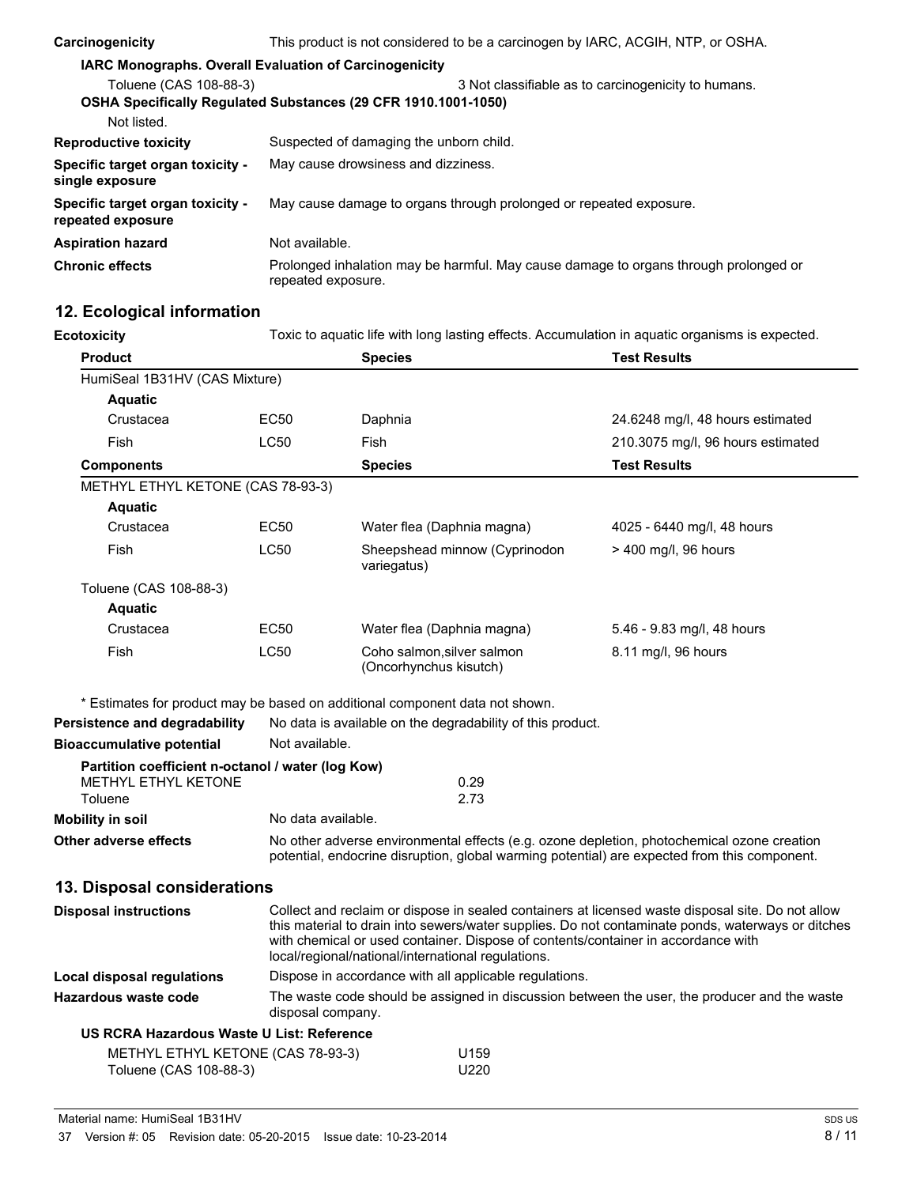**Carcinogenicity** This product is not considered to be a carcinogen by IARC, ACGIH, NTP, or OSHA.

**IARC Monographs. Overall Evaluation of Carcinogenicity**

Toluene (CAS 108-88-3) 3 Not classifiable as to carcinogenicity to humans.

**OSHA Specifically Regulated Substances (29 CFR 1910.1001-1050)**

Not listed.

**Reproductive toxicity** Suspected of damaging the unborn child.

**Specific target organ toxicity - single exposure** May cause drowsiness and dizziness.

**Specific target organ toxicity - repeated exposure** May cause damage to organs through prolonged or repeated exposure.

**Aspiration hazard** Not available.

**Chronic effects** Prolonged inhalation may be harmful. May cause damage to organs through prolonged or repeated exposure.

## 12. Ecological information

**Ecotoxicity** Toxic to aquatic life with long lasting effects. Accumulation in aquatic organisms is expected.

| Product | | Species | Test Results |
|---|---|---|---|
| HumiSeal 1B31HV (CAS Mixture) | | | |
| **Aquatic** | | | |
| Crustacea | EC50 | Daphnia | 24.6248 mg/l, 48 hours estimated |
| Fish | LC50 | Fish | 210.3075 mg/l, 96 hours estimated |

| Components | | Species | Test Results |
|---|---|---|---|
| METHYL ETHYL KETONE (CAS 78-93-3) | | | |
| **Aquatic** | | | |
| Crustacea | EC50 | Water flea (Daphnia magna) | 4025 - 6440 mg/l, 48 hours |
| Fish | LC50 | Sheepshead minnow (Cyprinodon variegatus) | > 400 mg/l, 96 hours |
| Toluene (CAS 108-88-3) | | | |
| **Aquatic** | | | |
| Crustacea | EC50 | Water flea (Daphnia magna) | 5.46 - 9.83 mg/l, 48 hours |
| Fish | LC50 | Coho salmon,silver salmon (Oncorhynchus kisutch) | 8.11 mg/l, 96 hours |

* Estimates for product may be based on additional component data not shown.

**Persistence and degradability** No data is available on the degradability of this product.

**Bioaccumulative potential** Not available.

**Partition coefficient n-octanol / water (log Kow)**

| | |
|---|---|
| METHYL ETHYL KETONE | 0.29 |
| Toluene | 2.73 |

**Mobility in soil** No data available.

**Other adverse effects** No other adverse environmental effects (e.g. ozone depletion, photochemical ozone creation potential, endocrine disruption, global warming potential) are expected from this component.

## 13. Disposal considerations

**Disposal instructions** Collect and reclaim or dispose in sealed containers at licensed waste disposal site. Do not allow this material to drain into sewers/water supplies. Do not contaminate ponds, waterways or ditches with chemical or used container. Dispose of contents/container in accordance with local/regional/national/international regulations.

**Local disposal regulations** Dispose in accordance with all applicable regulations.

**Hazardous waste code** The waste code should be assigned in discussion between the user, the producer and the waste disposal company.

**US RCRA Hazardous Waste U List: Reference**

| | |
|---|---|
| METHYL ETHYL KETONE (CAS 78-93-3) | U159 |
| Toluene (CAS 108-88-3) | U220 |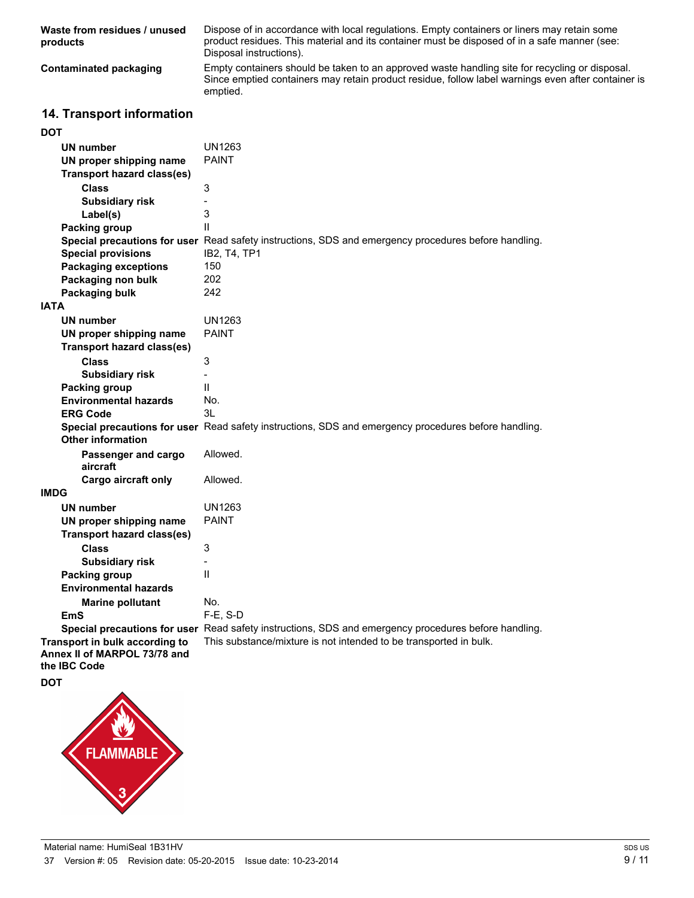| | |
|---|---|
| **Waste from residues / unused products** | Dispose of in accordance with local regulations. Empty containers or liners may retain some product residues. This material and its container must be disposed of in a safe manner (see: Disposal instructions). |
| **Contaminated packaging** | Empty containers should be taken to an approved waste handling site for recycling or disposal. Since emptied containers may retain product residue, follow label warnings even after container is emptied. |

## 14. Transport information

**DOT**

| | |
|---|---|
| **UN number** | UN1263 |
| **UN proper shipping name** | PAINT |
| **Transport hazard class(es)** | |
| **Class** | 3 |
| **Subsidiary risk** | - |
| **Label(s)** | 3 |
| **Packing group** | II |
| **Special precautions for user** | Read safety instructions, SDS and emergency procedures before handling. |
| **Special provisions** | IB2, T4, TP1 |
| **Packaging exceptions** | 150 |
| **Packaging non bulk** | 202 |
| **Packaging bulk** | 242 |

**IATA**

| | |
|---|---|
| **UN number** | UN1263 |
| **UN proper shipping name** | PAINT |
| **Transport hazard class(es)** | |
| **Class** | 3 |
| **Subsidiary risk** | - |
| **Packing group** | II |
| **Environmental hazards** | No. |
| **ERG Code** | 3L |
| **Special precautions for user** | Read safety instructions, SDS and emergency procedures before handling. |
| **Other information** | |
| **Passenger and cargo aircraft** | Allowed. |
| **Cargo aircraft only** | Allowed. |

**IMDG**

| | |
|---|---|
| **UN number** | UN1263 |
| **UN proper shipping name** | PAINT |
| **Transport hazard class(es)** | |
| **Class** | 3 |
| **Subsidiary risk** | - |
| **Packing group** | II |
| **Environmental hazards** | |
| **Marine pollutant** | No. |
| **EmS** | F-E, S-D |
| **Special precautions for user** | Read safety instructions, SDS and emergency procedures before handling. |

| | |
|---|---|
| **Transport in bulk according to Annex II of MARPOL 73/78 and the IBC Code** | This substance/mixture is not intended to be transported in bulk. |

**DOT**

FLAMMABLE

3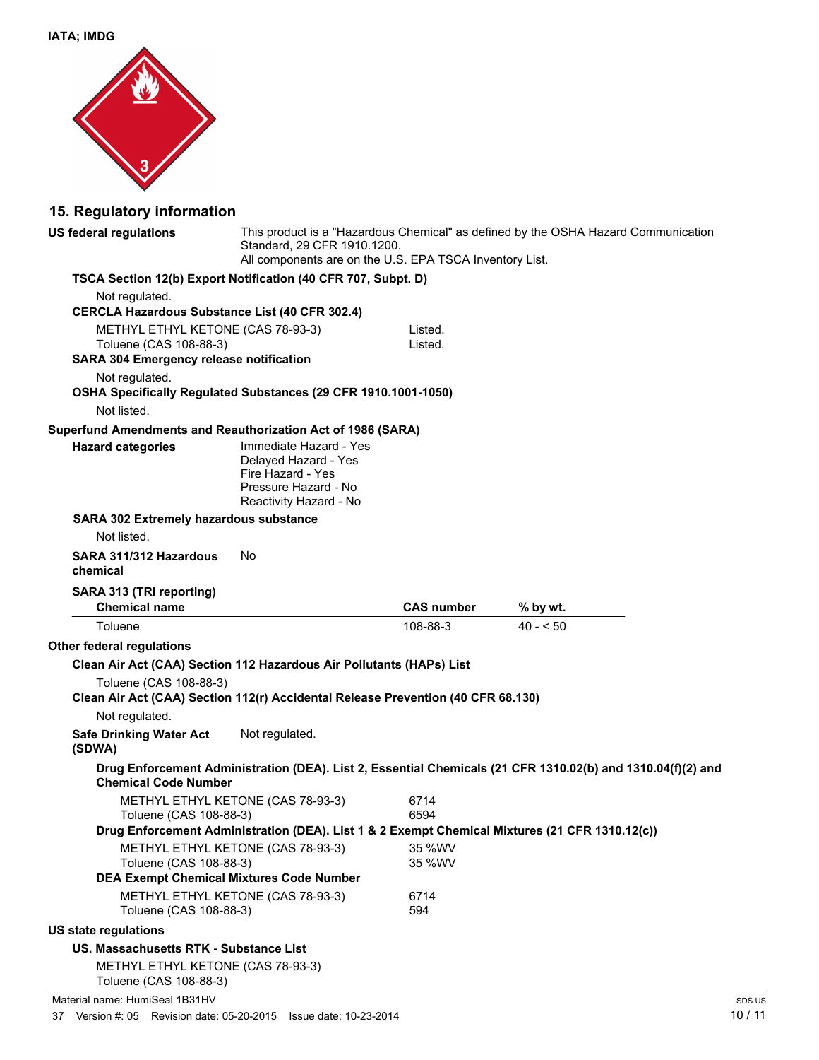**IATA; IMDG**

## 15. Regulatory information

**US federal regulations** This product is a "Hazardous Chemical" as defined by the OSHA Hazard Communication Standard, 29 CFR 1910.1200.
All components are on the U.S. EPA TSCA Inventory List.

**TSCA Section 12(b) Export Notification (40 CFR 707, Subpt. D)**

Not regulated.

**CERCLA Hazardous Substance List (40 CFR 302.4)**

| | |
|---|---|
| METHYL ETHYL KETONE (CAS 78-93-3) | Listed. |
| Toluene (CAS 108-88-3) | Listed. |

**SARA 304 Emergency release notification**

Not regulated.

**OSHA Specifically Regulated Substances (29 CFR 1910.1001-1050)**

Not listed.

**Superfund Amendments and Reauthorization Act of 1986 (SARA)**

**Hazard categories**

Immediate Hazard - Yes
Delayed Hazard - Yes
Fire Hazard - Yes
Pressure Hazard - No
Reactivity Hazard - No

**SARA 302 Extremely hazardous substance**

Not listed.

**SARA 311/312 Hazardous chemical** No

**SARA 313 (TRI reporting)**

| Chemical name | CAS number | % by wt. |
|---|---|---|
| Toluene | 108-88-3 | 40 - < 50 |

**Other federal regulations**

**Clean Air Act (CAA) Section 112 Hazardous Air Pollutants (HAPs) List**

Toluene (CAS 108-88-3)

**Clean Air Act (CAA) Section 112(r) Accidental Release Prevention (40 CFR 68.130)**

Not regulated.

**Safe Drinking Water Act (SDWA)** Not regulated.

**Drug Enforcement Administration (DEA). List 2, Essential Chemicals (21 CFR 1310.02(b) and 1310.04(f)(2) and Chemical Code Number**

| | |
|---|---|
| METHYL ETHYL KETONE (CAS 78-93-3) | 6714 |
| Toluene (CAS 108-88-3) | 6594 |

**Drug Enforcement Administration (DEA). List 1 & 2 Exempt Chemical Mixtures (21 CFR 1310.12(c))**

| | |
|---|---|
| METHYL ETHYL KETONE (CAS 78-93-3) | 35 %WV |
| Toluene (CAS 108-88-3) | 35 %WV |

**DEA Exempt Chemical Mixtures Code Number**

| | |
|---|---|
| METHYL ETHYL KETONE (CAS 78-93-3) | 6714 |
| Toluene (CAS 108-88-3) | 594 |

**US state regulations**

**US. Massachusetts RTK - Substance List**

METHYL ETHYL KETONE (CAS 78-93-3)
Toluene (CAS 108-88-3)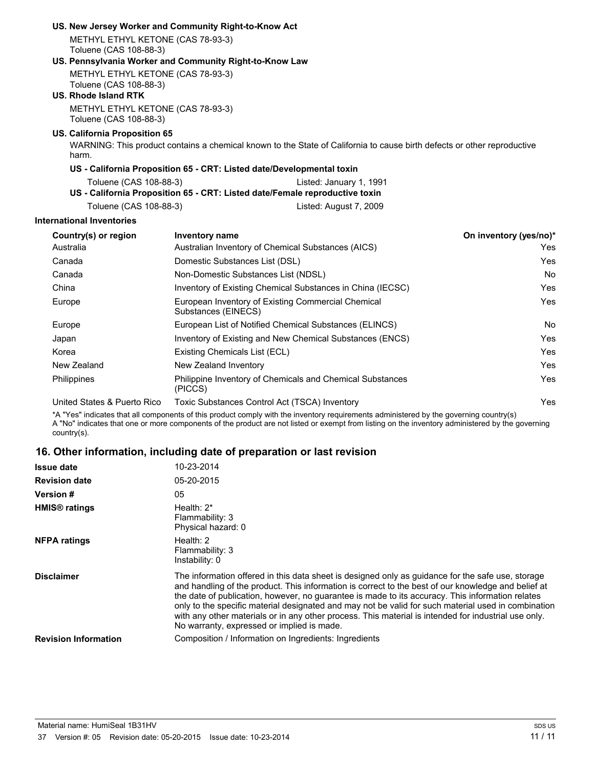**US. New Jersey Worker and Community Right-to-Know Act**

METHYL ETHYL KETONE (CAS 78-93-3)
Toluene (CAS 108-88-3)

**US. Pennsylvania Worker and Community Right-to-Know Law**

METHYL ETHYL KETONE (CAS 78-93-3)
Toluene (CAS 108-88-3)

**US. Rhode Island RTK**

METHYL ETHYL KETONE (CAS 78-93-3)
Toluene (CAS 108-88-3)

**US. California Proposition 65**

WARNING: This product contains a chemical known to the State of California to cause birth defects or other reproductive harm.

**US - California Proposition 65 - CRT: Listed date/Developmental toxin**

Toluene (CAS 108-88-3) Listed: January 1, 1991

**US - California Proposition 65 - CRT: Listed date/Female reproductive toxin**

Toluene (CAS 108-88-3) Listed: August 7, 2009

**International Inventories**

| Country(s) or region | Inventory name | On inventory (yes/no)* |
|---|---|---|
| Australia | Australian Inventory of Chemical Substances (AICS) | Yes |
| Canada | Domestic Substances List (DSL) | Yes |
| Canada | Non-Domestic Substances List (NDSL) | No |
| China | Inventory of Existing Chemical Substances in China (IECSC) | Yes |
| Europe | European Inventory of Existing Commercial Chemical Substances (EINECS) | Yes |
| Europe | European List of Notified Chemical Substances (ELINCS) | No |
| Japan | Inventory of Existing and New Chemical Substances (ENCS) | Yes |
| Korea | Existing Chemicals List (ECL) | Yes |
| New Zealand | New Zealand Inventory | Yes |
| Philippines | Philippine Inventory of Chemicals and Chemical Substances (PICCS) | Yes |
| United States & Puerto Rico | Toxic Substances Control Act (TSCA) Inventory | Yes |

*A "Yes" indicates that all components of this product comply with the inventory requirements administered by the governing country(s)
A "No" indicates that one or more components of the product are not listed or exempt from listing on the inventory administered by the governing country(s).

## 16. Other information, including date of preparation or last revision

| | |
|---|---|
| **Issue date** | 10-23-2014 |
| **Revision date** | 05-20-2015 |
| **Version #** | 05 |
| **HMIS® ratings** | Health: 2*<br>Flammability: 3<br>Physical hazard: 0 |
| **NFPA ratings** | Health: 2<br>Flammability: 3<br>Instability: 0 |
| **Disclaimer** | The information offered in this data sheet is designed only as guidance for the safe use, storage and handling of the product. This information is correct to the best of our knowledge and belief at the date of publication, however, no guarantee is made to its accuracy. This information relates only to the specific material designated and may not be valid for such material used in combination with any other materials or in any other process. This material is intended for industrial use only. No warranty, expressed or implied is made. |
| **Revision Information** | Composition / Information on Ingredients: Ingredients |